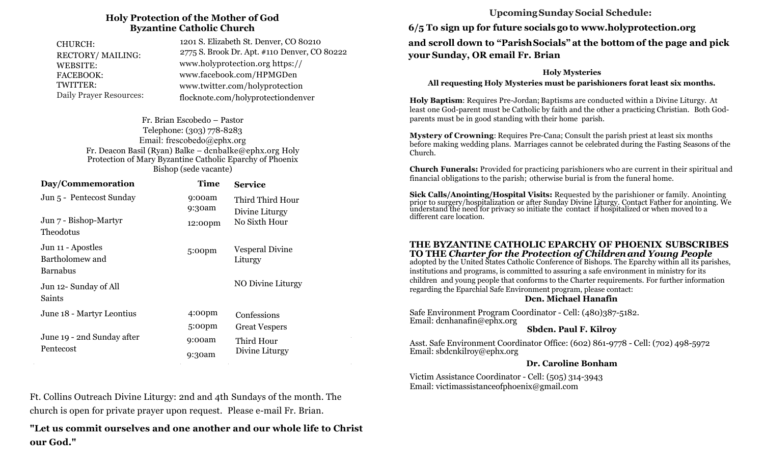## Holy Protection of the Mother of God
## Byzantine Catholic Church

| | |
|---|---|
| CHURCH: | 1201 S. Elizabeth St. Denver, CO 80210 |
| RECTORY/ MAILING: | 2775 S. Brook Dr. Apt. #110 Denver, CO 80222 |
| WEBSITE: | www.holyprotection.org https:// |
| FACEBOOK: | www.facebook.com/HPMGDen |
| TWITTER: | www.twitter.com/holyprotection |
| Daily Prayer Resources: | flocknote.com/holyprotectiondenver |

Fr. Brian Escobedo – Pastor
Telephone: (303) 778-8283
Email: frescobedo@ephx.org
Fr. Deacon Basil (Ryan) Balke – dcnbalke@ephx.org Holy Protection of Mary Byzantine Catholic Eparchy of Phoenix
Bishop (sede vacante)

| Day/Commemoration | Time | Service |
|---|---|---|
| Jun 5 - Pentecost Sunday | 9:00am<br>9:30am | Third Third Hour<br>Divine Liturgy |
| Jun 7 - Bishop-Martyr Theodotus | 12:00pm | No Sixth Hour |
| Jun 11 - Apostles Bartholomew and Barnabus | 5:00pm | Vesperal Divine Liturgy |
| Jun 12- Sunday of All Saints | | NO Divine Liturgy |
| June 18 - Martyr Leontius | 4:00pm<br>5:00pm | Confessions<br>Great Vespers |
| June 19 - 2nd Sunday after Pentecost | 9:00am<br>9:30am | Third Hour<br>Divine Liturgy |

Ft. Collins Outreach Divine Liturgy: 2nd and 4th Sundays of the month. The church is open for private prayer upon request. Please e-mail Fr. Brian.

**"Let us commit ourselves and one another and our whole life to Christ our God."**

### Upcoming Sunday Social Schedule:

**6/5 To sign up for future socials go to www.holyprotection.org and scroll down to "Parish Socials" at the bottom of the page and pick your Sunday, OR email Fr. Brian**

### Holy Mysteries

**All requesting Holy Mysteries must be parishioners for at least six months.**

**Holy Baptism**: Requires Pre-Jordan; Baptisms are conducted within a Divine Liturgy. At least one God-parent must be Catholic by faith and the other a practicing Christian. Both God-parents must be in good standing with their home parish.

**Mystery of Crowning**: Requires Pre-Cana; Consult the parish priest at least six months before making wedding plans. Marriages cannot be celebrated during the Fasting Seasons of the Church.

**Church Funerals:** Provided for practicing parishioners who are current in their spiritual and financial obligations to the parish; otherwise burial is from the funeral home.

**Sick Calls/Anointing/Hospital Visits:** Requested by the parishioner or family. Anointing prior to surgery/hospitalization or after Sunday Divine Liturgy. Contact Father for anointing. We understand the need for privacy so initiate the contact if hospitalized or when moved to a different care location.

**THE BYZANTINE CATHOLIC EPARCHY OF PHOENIX SUBSCRIBES TO THE *Charter for the Protection of Children and Young People*** adopted by the United States Catholic Conference of Bishops. The Eparchy within all its parishes, institutions and programs, is committed to assuring a safe environment in ministry for its children and young people that conforms to the Charter requirements. For further information regarding the Eparchial Safe Environment program, please contact:

**Dcn. Michael Hanafin**

Safe Environment Program Coordinator - Cell: (480)387-5182.
Email: dcnhanafin@ephx.org

**Sbdcn. Paul F. Kilroy**

Asst. Safe Environment Coordinator Office: (602) 861-9778 - Cell: (702) 498-5972
Email: sbdcnkilroy@ephx.org

**Dr. Caroline Bonham**

Victim Assistance Coordinator - Cell: (505) 314-3943
Email: victimassistanceofphoenix@gmail.com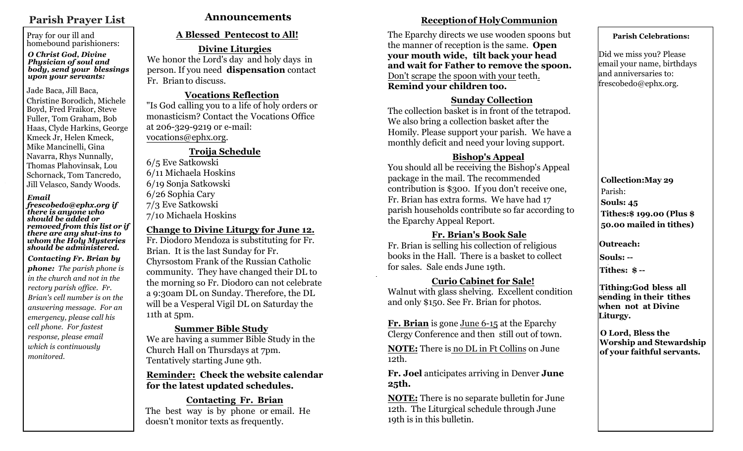## Parish Prayer List

Pray for our ill and homebound parishioners:

***O Christ God, Divine Physician of soul and body, send your blessings upon your servants:***

Jade Baca, Jill Baca, Christine Borodich, Michele Boyd, Fred Fraikor, Steve Fuller, Tom Graham, Bob Haas, Clyde Harkins, George Kmeck Jr, Helen Kmeck, Mike Mancinelli, Gina Navarra, Rhys Nunnally, Thomas Plahovinsak, Lou Schornack, Tom Tancredo, Jill Velasco, Sandy Woods.

***Email frescobedo@ephx.org if there is anyone who should be added or removed from this list or if there are any shut-ins to whom the Holy Mysteries should be administered.***

***Contacting Fr. Brian by phone:*** *The parish phone is in the church and not in the rectory parish office. Fr. Brian's cell number is on the answering message. For an emergency, please call his cell phone. For fastest response, please email which is continuously monitored.*

## Announcements

### A Blessed Pentecost to All!

### Divine Liturgies

We honor the Lord's day and holy days in person. If you need **dispensation** contact Fr. Brian to discuss.

### Vocations Reflection

"Is God calling you to a life of holy orders or monasticism? Contact the Vocations Office at 206-329-9219 or e-mail: vocations@ephx.org.

### Troija Schedule

6/5 Eve Satkowski
6/11 Michaela Hoskins
6/19 Sonja Satkowski
6/26 Sophia Cary
7/3 Eve Satkowski
7/10 Michaela Hoskins

### Change to Divine Liturgy for June 12.

Fr. Diodoro Mendoza is substituting for Fr. Brian. It is the last Sunday for Fr. Chyrsostom Frank of the Russian Catholic community. They have changed their DL to the morning so Fr. Diodoro can not celebrate a 9:30am DL on Sunday. Therefore, the DL will be a Vesperal Vigil DL on Saturday the 11th at 5pm.

### Summer Bible Study

We are having a summer Bible Study in the Church Hall on Thursdays at 7pm. Tentatively starting June 9th.

**Reminder: Check the website calendar for the latest updated schedules.**

### Contacting Fr. Brian

The best way is by phone or email. He doesn't monitor texts as frequently.

### Reception of Holy Communion

The Eparchy directs we use wooden spoons but the manner of reception is the same. **Open your mouth wide, tilt back your head and wait for Father to remove the spoon.** Don't scrape the spoon with your teeth. **Remind your children too.**

### Sunday Collection

The collection basket is in front of the tetrapod. We also bring a collection basket after the Homily. Please support your parish. We have a monthly deficit and need your loving support.

### Bishop's Appeal

You should all be receiving the Bishop's Appeal package in the mail. The recommended contribution is $300. If you don't receive one, Fr. Brian has extra forms. We have had 17 parish households contribute so far according to the Eparchy Appeal Report.

### Fr. Brian's Book Sale

Fr. Brian is selling his collection of religious books in the Hall. There is a basket to collect for sales. Sale ends June 19th.

### Curio Cabinet for Sale!

Walnut with glass shelving. Excellent condition and only $150. See Fr. Brian for photos.

**Fr. Brian** is gone June 6-15 at the Eparchy Clergy Conference and then still out of town.

**NOTE:** There is no DL in Ft Collins on June 12th.

**Fr. Joel** anticipates arriving in Denver **June 25th.**

**NOTE:** There is no separate bulletin for June 12th. The Liturgical schedule through June 19th is in this bulletin.

**Parish Celebrations:**

Did we miss you? Please email your name, birthdays and anniversaries to: frescobedo@ephx.org.

**Collection: May 29**

Parish:

**Souls: 45**

**Tithes: $ 199.00 (Plus $ 50.00 mailed in tithes)**

**Outreach:**

**Souls: --**

**Tithes: $ --**

**Tithing: God bless all sending in their tithes when not at Divine Liturgy.**

**O Lord, Bless the Worship and Stewardship of your faithful servants.**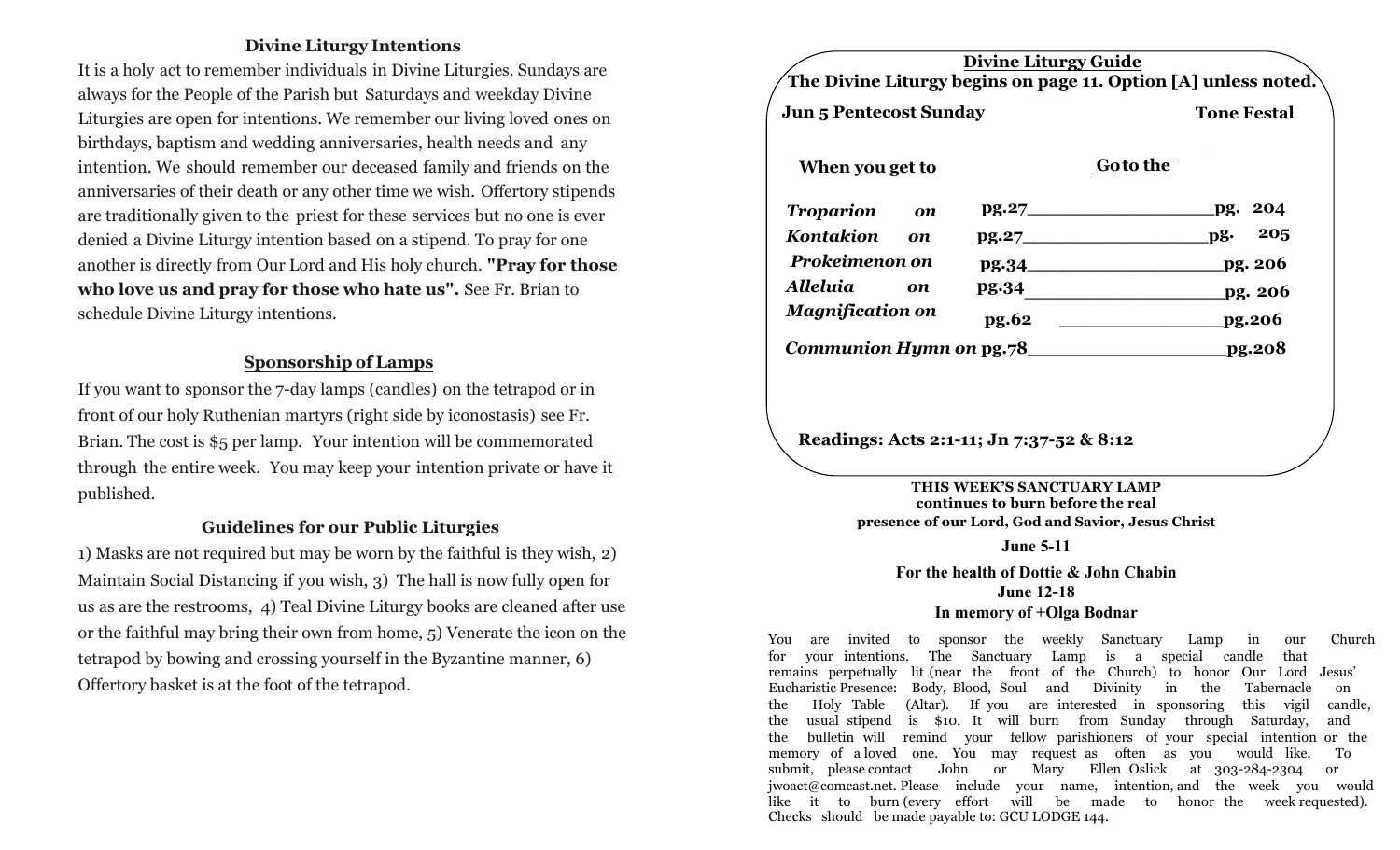## Divine Liturgy Intentions

It is a holy act to remember individuals in Divine Liturgies. Sundays are always for the People of the Parish but Saturdays and weekday Divine Liturgies are open for intentions. We remember our living loved ones on birthdays, baptism and wedding anniversaries, health needs and any intention. We should remember our deceased family and friends on the anniversaries of their death or any other time we wish. Offertory stipends are traditionally given to the priest for these services but no one is ever denied a Divine Liturgy intention based on a stipend. To pray for one another is directly from Our Lord and His holy church. **"Pray for those who love us and pray for those who hate us".** See Fr. Brian to schedule Divine Liturgy intentions.

## Sponsorship of Lamps

If you want to sponsor the 7-day lamps (candles) on the tetrapod or in front of our holy Ruthenian martyrs (right side by iconostasis) see Fr. Brian. The cost is $5 per lamp. Your intention will be commemorated through the entire week. You may keep your intention private or have it published.

## Guidelines for our Public Liturgies

1) Masks are not required but may be worn by the faithful is they wish, 2) Maintain Social Distancing if you wish, 3) The hall is now fully open for us as are the restrooms, 4) Teal Divine Liturgy books are cleaned after use or the faithful may bring their own from home, 5) Venerate the icon on the tetrapod by bowing and crossing yourself in the Byzantine manner, 6) Offertory basket is at the foot of the tetrapod.

## Divine Liturgy Guide

**The Divine Liturgy begins on page 11. Option [A] unless noted.**

**Jun 5 Pentecost Sunday** — **Tone Festal**

| When you get to | | Go to the |
|---|---|---|
| *Troparion on* | pg.27 | pg. 204 |
| *Kontakion on* | pg.27 | pg. 205 |
| *Prokeimenon on* | pg.34 | pg. 206 |
| *Alleluia on* | pg.34 | pg. 206 |
| *Magnification on* | pg.62 | pg.206 |
| *Communion Hymn on* | pg.78 | pg.208 |

**Readings: Acts 2:1-11; Jn 7:37-52 & 8:12**

**THIS WEEK'S SANCTUARY LAMP**
**continues to burn before the real presence of our Lord, God and Savior, Jesus Christ**

**June 5-11**

**For the health of Dottie & John Chabin**

**June 12-18**

**In memory of +Olga Bodnar**

You are invited to sponsor the weekly Sanctuary Lamp in our Church for your intentions. The Sanctuary Lamp is a special candle that remains perpetually lit (near the front of the Church) to honor Our Lord Jesus' Eucharistic Presence: Body, Blood, Soul and Divinity in the Tabernacle on the Holy Table (Altar). If you are interested in sponsoring this vigil candle, the usual stipend is $10. It will burn from Sunday through Saturday, and the bulletin will remind your fellow parishioners of your special intention or the memory of a loved one. You may request as often as you would like. To submit, please contact John or Mary Ellen Oslick at 303-284-2304 or jwoact@comcast.net. Please include your name, intention, and the week you would like it to burn (every effort will be made to honor the week requested). Checks should be made payable to: GCU LODGE 144.